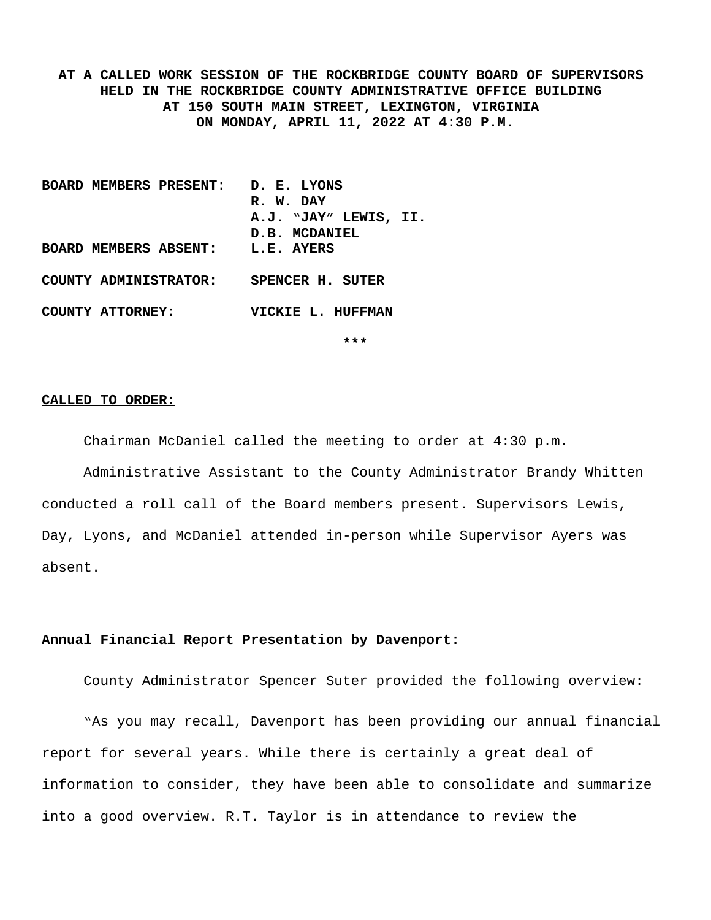**AT A CALLED WORK SESSION OF THE ROCKBRIDGE COUNTY BOARD OF SUPERVISORS HELD IN THE ROCKBRIDGE COUNTY ADMINISTRATIVE OFFICE BUILDING AT 150 SOUTH MAIN STREET, LEXINGTON, VIRGINIA ON MONDAY, APRIL 11, 2022 AT 4:30 P.M.**

| | |
|---|---|
| **BOARD MEMBERS PRESENT:** | **D. E. LYONS** |
| | **R. W. DAY** |
| | **A.J. "JAY" LEWIS, II.** |
| | **D.B. MCDANIEL** |
| **BOARD MEMBERS ABSENT:** | **L.E. AYERS** |
| **COUNTY ADMINISTRATOR:** | **SPENCER H. SUTER** |
| **COUNTY ATTORNEY:** | **VICKIE L. HUFFMAN** |

***

**CALLED TO ORDER:**

Chairman McDaniel called the meeting to order at 4:30 p.m.

Administrative Assistant to the County Administrator Brandy Whitten conducted a roll call of the Board members present. Supervisors Lewis, Day, Lyons, and McDaniel attended in-person while Supervisor Ayers was absent.

**Annual Financial Report Presentation by Davenport:**

County Administrator Spencer Suter provided the following overview:

"As you may recall, Davenport has been providing our annual financial report for several years. While there is certainly a great deal of information to consider, they have been able to consolidate and summarize into a good overview. R.T. Taylor is in attendance to review the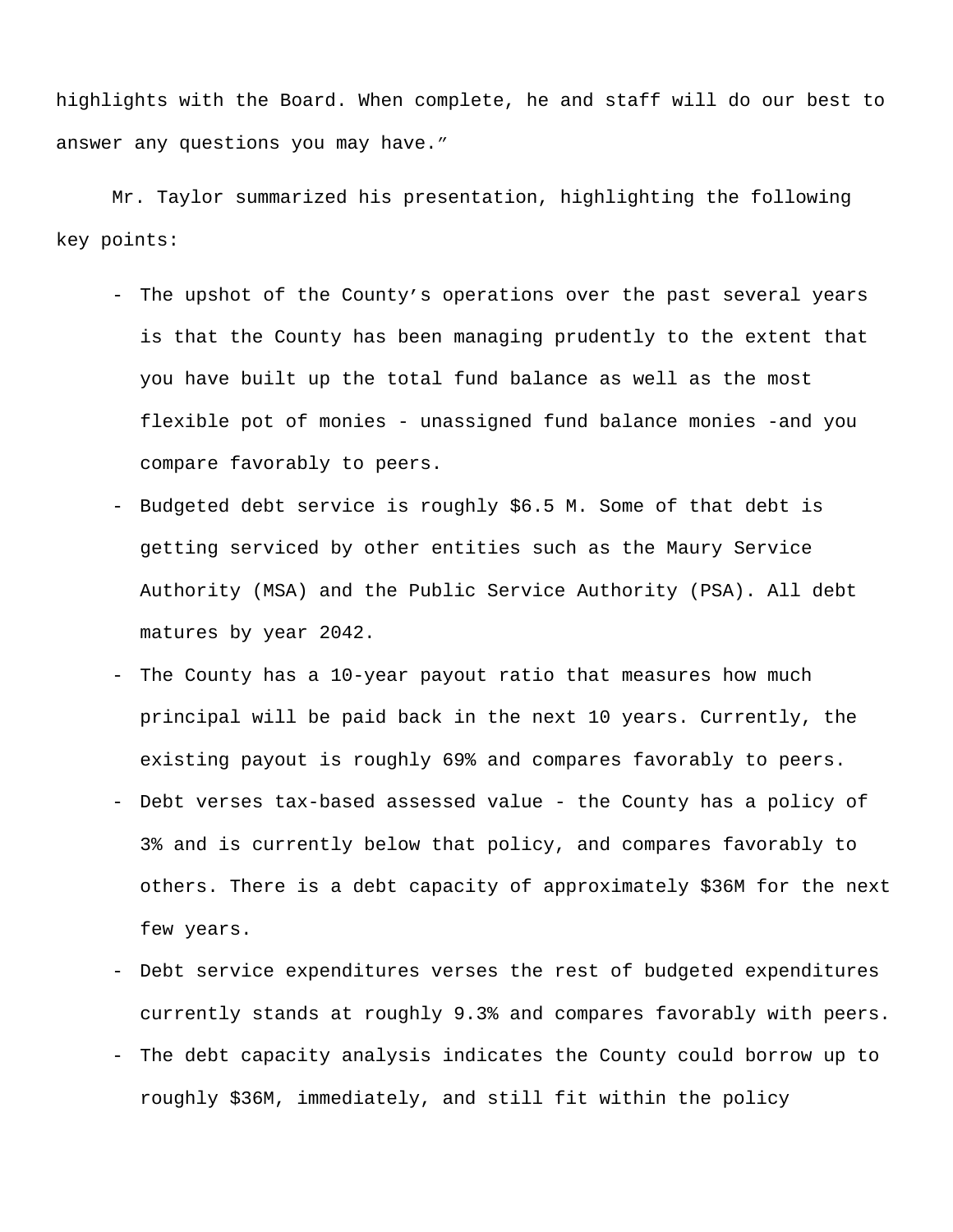highlights with the Board. When complete, he and staff will do our best to answer any questions you may have."

Mr. Taylor summarized his presentation, highlighting the following key points:

- The upshot of the County's operations over the past several years is that the County has been managing prudently to the extent that you have built up the total fund balance as well as the most flexible pot of monies - unassigned fund balance monies -and you compare favorably to peers.
- Budgeted debt service is roughly $6.5 M. Some of that debt is getting serviced by other entities such as the Maury Service Authority (MSA) and the Public Service Authority (PSA). All debt matures by year 2042.
- The County has a 10-year payout ratio that measures how much principal will be paid back in the next 10 years. Currently, the existing payout is roughly 69% and compares favorably to peers.
- Debt verses tax-based assessed value - the County has a policy of 3% and is currently below that policy, and compares favorably to others. There is a debt capacity of approximately $36M for the next few years.
- Debt service expenditures verses the rest of budgeted expenditures currently stands at roughly 9.3% and compares favorably with peers.
- The debt capacity analysis indicates the County could borrow up to roughly $36M, immediately, and still fit within the policy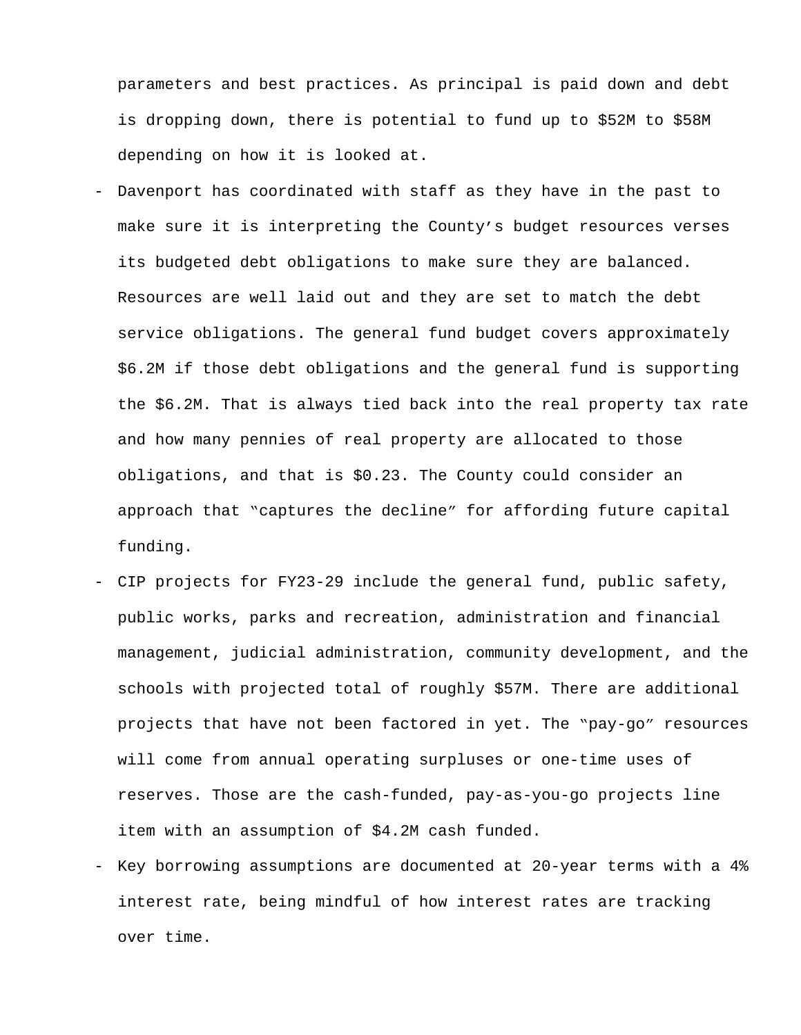parameters and best practices. As principal is paid down and debt is dropping down, there is potential to fund up to $52M to $58M depending on how it is looked at.

- Davenport has coordinated with staff as they have in the past to make sure it is interpreting the County's budget resources verses its budgeted debt obligations to make sure they are balanced. Resources are well laid out and they are set to match the debt service obligations. The general fund budget covers approximately $6.2M if those debt obligations and the general fund is supporting the $6.2M. That is always tied back into the real property tax rate and how many pennies of real property are allocated to those obligations, and that is $0.23. The County could consider an approach that "captures the decline" for affording future capital funding.
- CIP projects for FY23-29 include the general fund, public safety, public works, parks and recreation, administration and financial management, judicial administration, community development, and the schools with projected total of roughly $57M. There are additional projects that have not been factored in yet. The "pay-go" resources will come from annual operating surpluses or one-time uses of reserves. Those are the cash-funded, pay-as-you-go projects line item with an assumption of $4.2M cash funded.
- Key borrowing assumptions are documented at 20-year terms with a 4% interest rate, being mindful of how interest rates are tracking over time.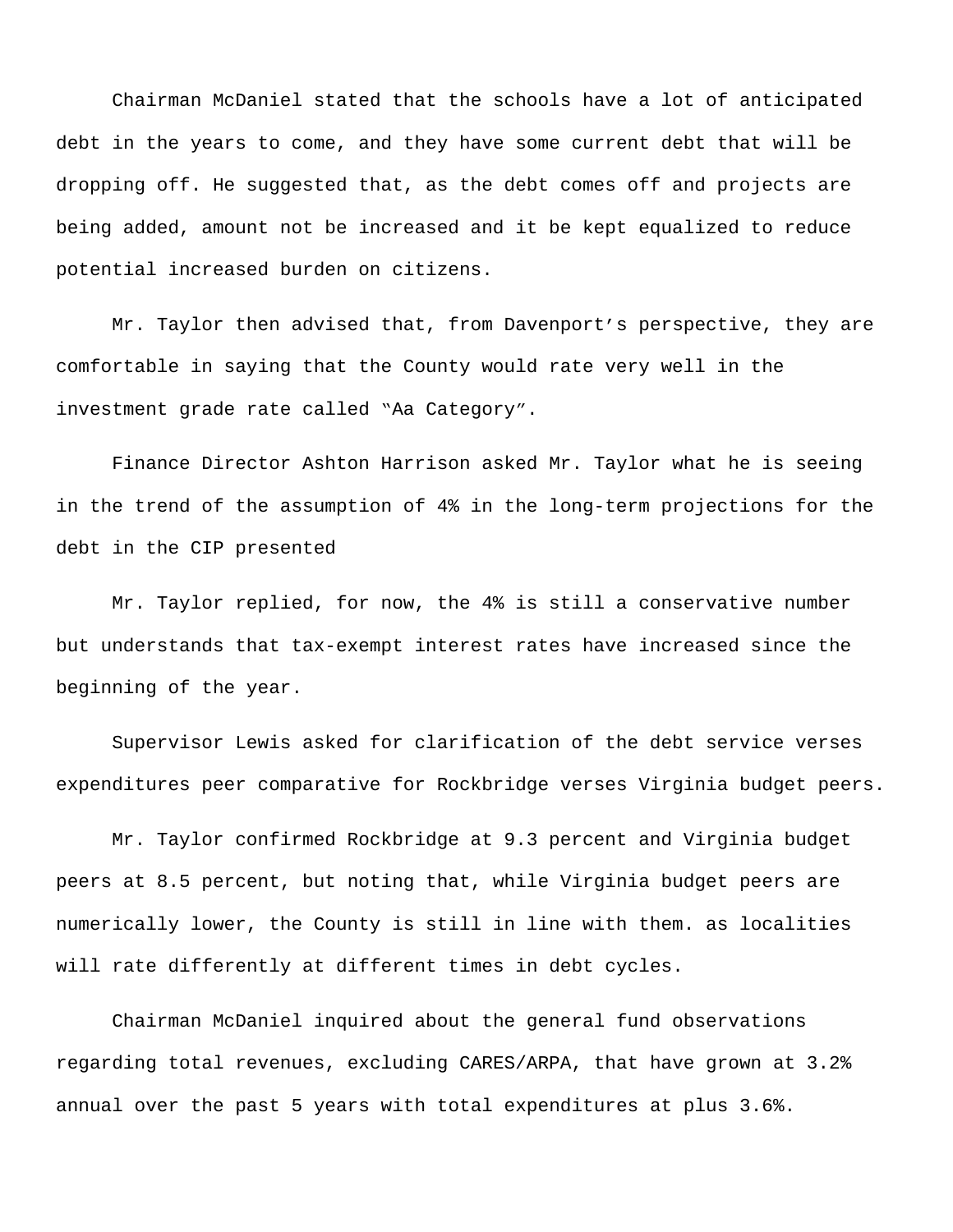Chairman McDaniel stated that the schools have a lot of anticipated debt in the years to come, and they have some current debt that will be dropping off. He suggested that, as the debt comes off and projects are being added, amount not be increased and it be kept equalized to reduce potential increased burden on citizens.

Mr. Taylor then advised that, from Davenport's perspective, they are comfortable in saying that the County would rate very well in the investment grade rate called "Aa Category".

Finance Director Ashton Harrison asked Mr. Taylor what he is seeing in the trend of the assumption of 4% in the long-term projections for the debt in the CIP presented

Mr. Taylor replied, for now, the 4% is still a conservative number but understands that tax-exempt interest rates have increased since the beginning of the year.

Supervisor Lewis asked for clarification of the debt service verses expenditures peer comparative for Rockbridge verses Virginia budget peers.

Mr. Taylor confirmed Rockbridge at 9.3 percent and Virginia budget peers at 8.5 percent, but noting that, while Virginia budget peers are numerically lower, the County is still in line with them. as localities will rate differently at different times in debt cycles.

Chairman McDaniel inquired about the general fund observations regarding total revenues, excluding CARES/ARPA, that have grown at 3.2% annual over the past 5 years with total expenditures at plus 3.6%.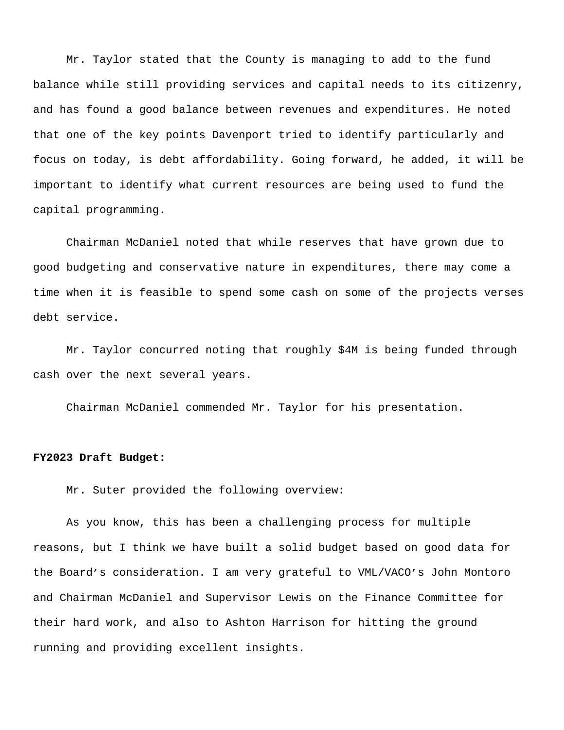Mr. Taylor stated that the County is managing to add to the fund balance while still providing services and capital needs to its citizenry, and has found a good balance between revenues and expenditures. He noted that one of the key points Davenport tried to identify particularly and focus on today, is debt affordability. Going forward, he added, it will be important to identify what current resources are being used to fund the capital programming.

Chairman McDaniel noted that while reserves that have grown due to good budgeting and conservative nature in expenditures, there may come a time when it is feasible to spend some cash on some of the projects verses debt service.

Mr. Taylor concurred noting that roughly $4M is being funded through cash over the next several years.

Chairman McDaniel commended Mr. Taylor for his presentation.

**FY2023 Draft Budget:**

Mr. Suter provided the following overview:

As you know, this has been a challenging process for multiple reasons, but I think we have built a solid budget based on good data for the Board's consideration. I am very grateful to VML/VACO's John Montoro and Chairman McDaniel and Supervisor Lewis on the Finance Committee for their hard work, and also to Ashton Harrison for hitting the ground running and providing excellent insights.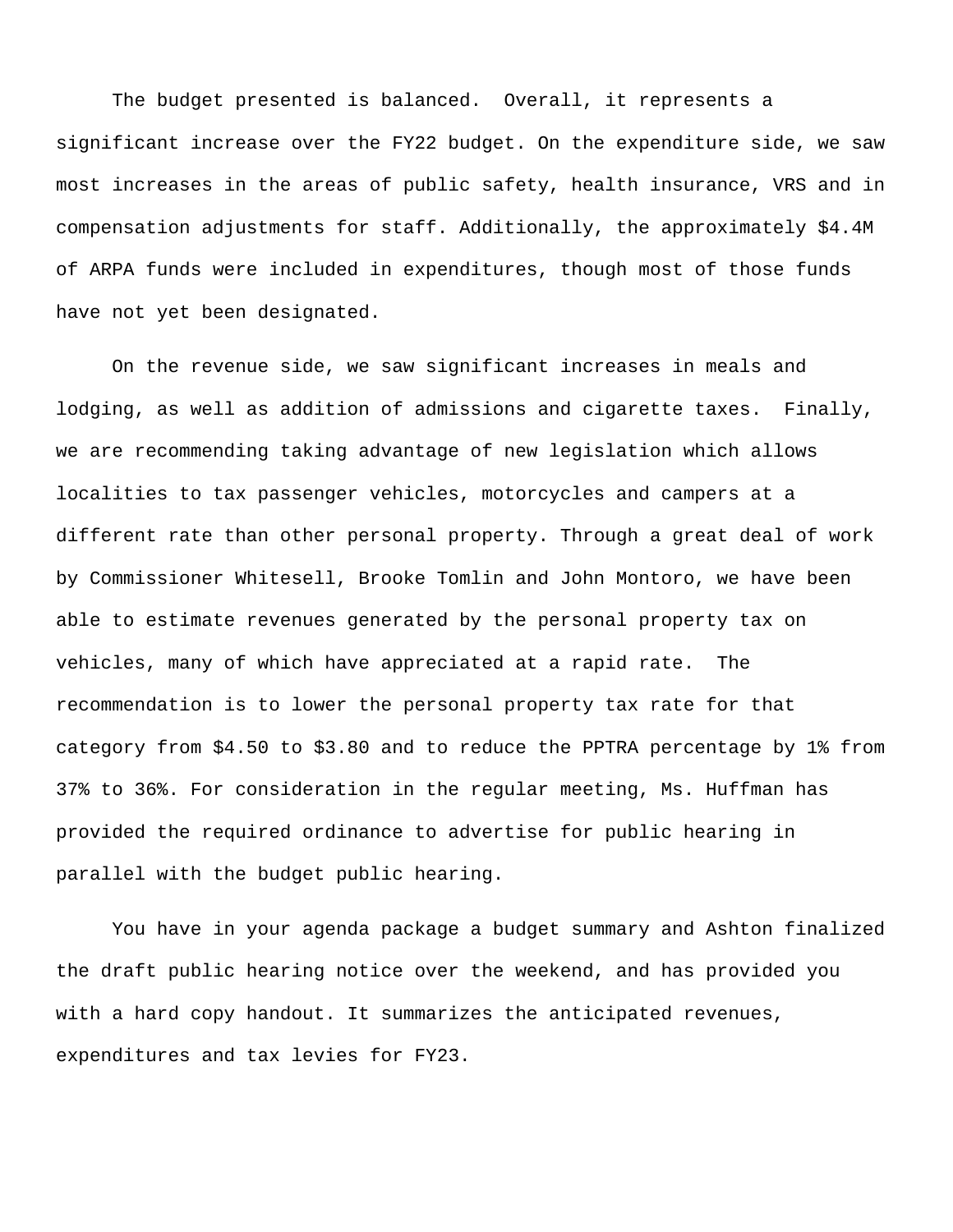The budget presented is balanced. Overall, it represents a significant increase over the FY22 budget. On the expenditure side, we saw most increases in the areas of public safety, health insurance, VRS and in compensation adjustments for staff. Additionally, the approximately $4.4M of ARPA funds were included in expenditures, though most of those funds have not yet been designated.

On the revenue side, we saw significant increases in meals and lodging, as well as addition of admissions and cigarette taxes. Finally, we are recommending taking advantage of new legislation which allows localities to tax passenger vehicles, motorcycles and campers at a different rate than other personal property. Through a great deal of work by Commissioner Whitesell, Brooke Tomlin and John Montoro, we have been able to estimate revenues generated by the personal property tax on vehicles, many of which have appreciated at a rapid rate. The recommendation is to lower the personal property tax rate for that category from $4.50 to $3.80 and to reduce the PPTRA percentage by 1% from 37% to 36%. For consideration in the regular meeting, Ms. Huffman has provided the required ordinance to advertise for public hearing in parallel with the budget public hearing.

You have in your agenda package a budget summary and Ashton finalized the draft public hearing notice over the weekend, and has provided you with a hard copy handout. It summarizes the anticipated revenues, expenditures and tax levies for FY23.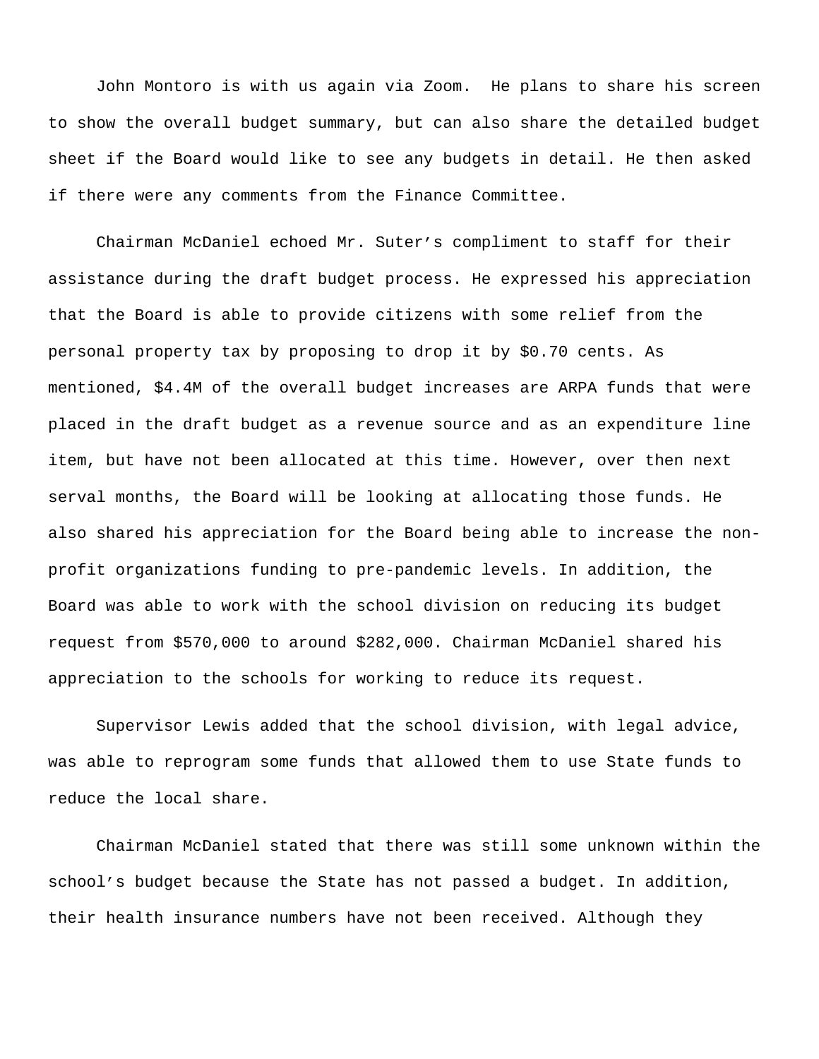John Montoro is with us again via Zoom. He plans to share his screen to show the overall budget summary, but can also share the detailed budget sheet if the Board would like to see any budgets in detail. He then asked if there were any comments from the Finance Committee.

Chairman McDaniel echoed Mr. Suter's compliment to staff for their assistance during the draft budget process. He expressed his appreciation that the Board is able to provide citizens with some relief from the personal property tax by proposing to drop it by $0.70 cents. As mentioned, $4.4M of the overall budget increases are ARPA funds that were placed in the draft budget as a revenue source and as an expenditure line item, but have not been allocated at this time. However, over then next serval months, the Board will be looking at allocating those funds. He also shared his appreciation for the Board being able to increase the non-profit organizations funding to pre-pandemic levels. In addition, the Board was able to work with the school division on reducing its budget request from $570,000 to around $282,000. Chairman McDaniel shared his appreciation to the schools for working to reduce its request.

Supervisor Lewis added that the school division, with legal advice, was able to reprogram some funds that allowed them to use State funds to reduce the local share.

Chairman McDaniel stated that there was still some unknown within the school's budget because the State has not passed a budget. In addition, their health insurance numbers have not been received. Although they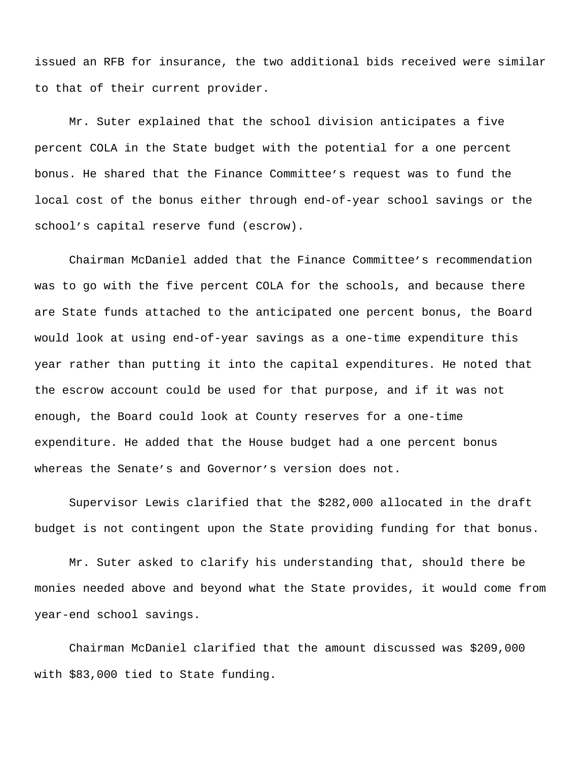issued an RFB for insurance, the two additional bids received were similar to that of their current provider.

Mr. Suter explained that the school division anticipates a five percent COLA in the State budget with the potential for a one percent bonus. He shared that the Finance Committee's request was to fund the local cost of the bonus either through end-of-year school savings or the school's capital reserve fund (escrow).

Chairman McDaniel added that the Finance Committee's recommendation was to go with the five percent COLA for the schools, and because there are State funds attached to the anticipated one percent bonus, the Board would look at using end-of-year savings as a one-time expenditure this year rather than putting it into the capital expenditures. He noted that the escrow account could be used for that purpose, and if it was not enough, the Board could look at County reserves for a one-time expenditure. He added that the House budget had a one percent bonus whereas the Senate's and Governor's version does not.

Supervisor Lewis clarified that the $282,000 allocated in the draft budget is not contingent upon the State providing funding for that bonus.

Mr. Suter asked to clarify his understanding that, should there be monies needed above and beyond what the State provides, it would come from year-end school savings.

Chairman McDaniel clarified that the amount discussed was $209,000 with $83,000 tied to State funding.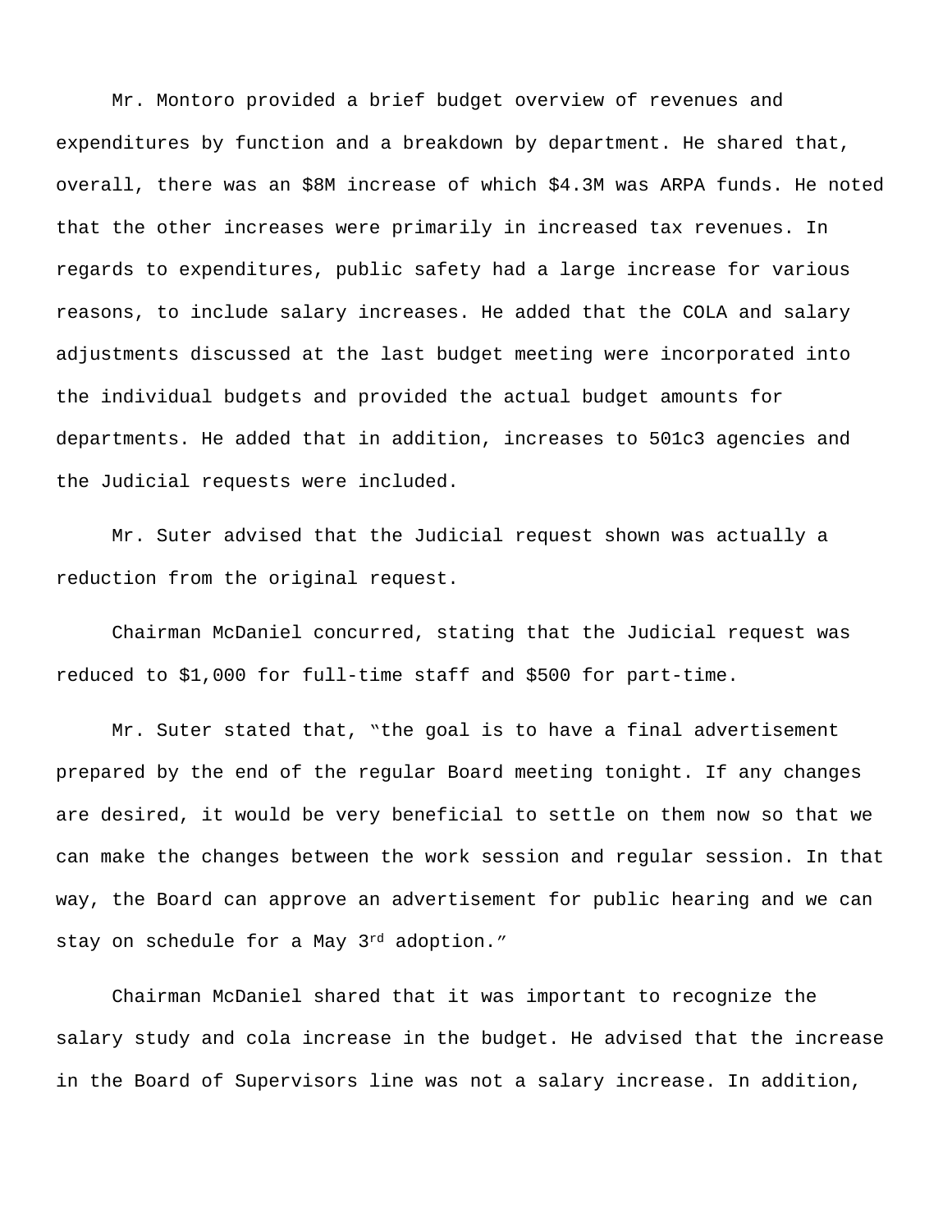Mr. Montoro provided a brief budget overview of revenues and expenditures by function and a breakdown by department. He shared that, overall, there was an $8M increase of which $4.3M was ARPA funds. He noted that the other increases were primarily in increased tax revenues. In regards to expenditures, public safety had a large increase for various reasons, to include salary increases. He added that the COLA and salary adjustments discussed at the last budget meeting were incorporated into the individual budgets and provided the actual budget amounts for departments. He added that in addition, increases to 501c3 agencies and the Judicial requests were included.

Mr. Suter advised that the Judicial request shown was actually a reduction from the original request.

Chairman McDaniel concurred, stating that the Judicial request was reduced to $1,000 for full-time staff and $500 for part-time.

Mr. Suter stated that, "the goal is to have a final advertisement prepared by the end of the regular Board meeting tonight. If any changes are desired, it would be very beneficial to settle on them now so that we can make the changes between the work session and regular session. In that way, the Board can approve an advertisement for public hearing and we can stay on schedule for a May 3rd adoption."

Chairman McDaniel shared that it was important to recognize the salary study and cola increase in the budget. He advised that the increase in the Board of Supervisors line was not a salary increase. In addition,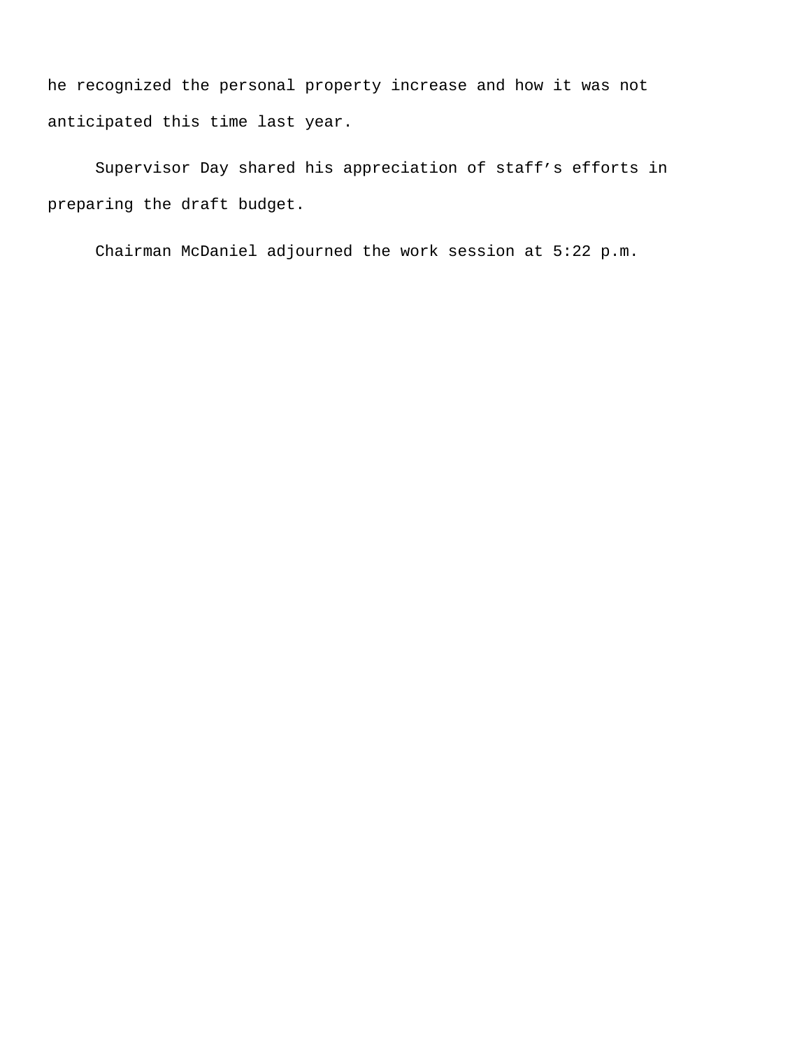he recognized the personal property increase and how it was not anticipated this time last year.

Supervisor Day shared his appreciation of staff's efforts in preparing the draft budget.

Chairman McDaniel adjourned the work session at 5:22 p.m.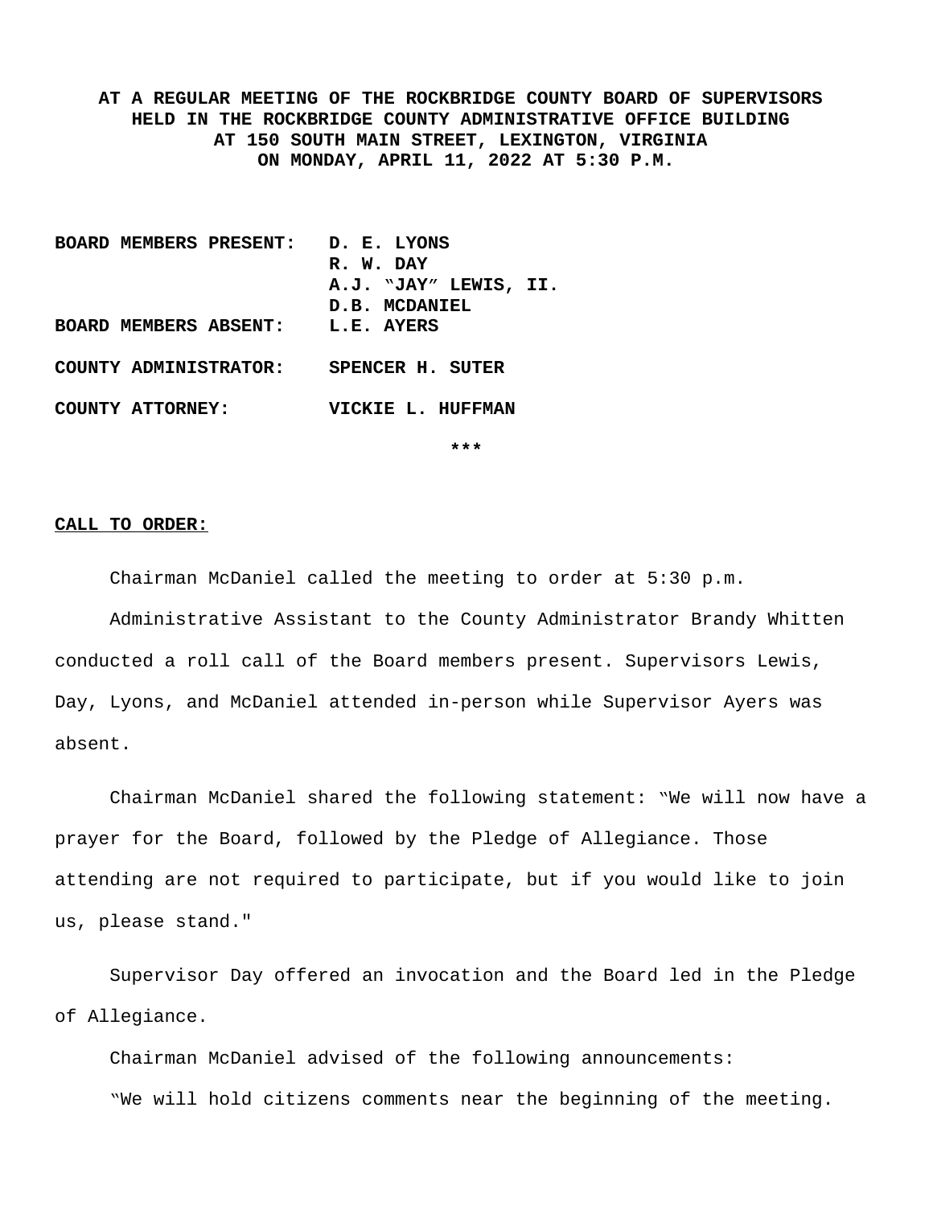**AT A REGULAR MEETING OF THE ROCKBRIDGE COUNTY BOARD OF SUPERVISORS HELD IN THE ROCKBRIDGE COUNTY ADMINISTRATIVE OFFICE BUILDING AT 150 SOUTH MAIN STREET, LEXINGTON, VIRGINIA ON MONDAY, APRIL 11, 2022 AT 5:30 P.M.**

| | |
|---|---|
| **BOARD MEMBERS PRESENT:** | **D. E. LYONS** |
| | **R. W. DAY** |
| | **A.J. "JAY" LEWIS, II.** |
| | **D.B. MCDANIEL** |
| **BOARD MEMBERS ABSENT:** | **L.E. AYERS** |
| **COUNTY ADMINISTRATOR:** | **SPENCER H. SUTER** |
| **COUNTY ATTORNEY:** | **VICKIE L. HUFFMAN** |

***

**CALL TO ORDER:**

Chairman McDaniel called the meeting to order at 5:30 p.m.

Administrative Assistant to the County Administrator Brandy Whitten conducted a roll call of the Board members present. Supervisors Lewis, Day, Lyons, and McDaniel attended in-person while Supervisor Ayers was absent.

Chairman McDaniel shared the following statement: "We will now have a prayer for the Board, followed by the Pledge of Allegiance. Those attending are not required to participate, but if you would like to join us, please stand."

Supervisor Day offered an invocation and the Board led in the Pledge of Allegiance.

Chairman McDaniel advised of the following announcements:

"We will hold citizens comments near the beginning of the meeting.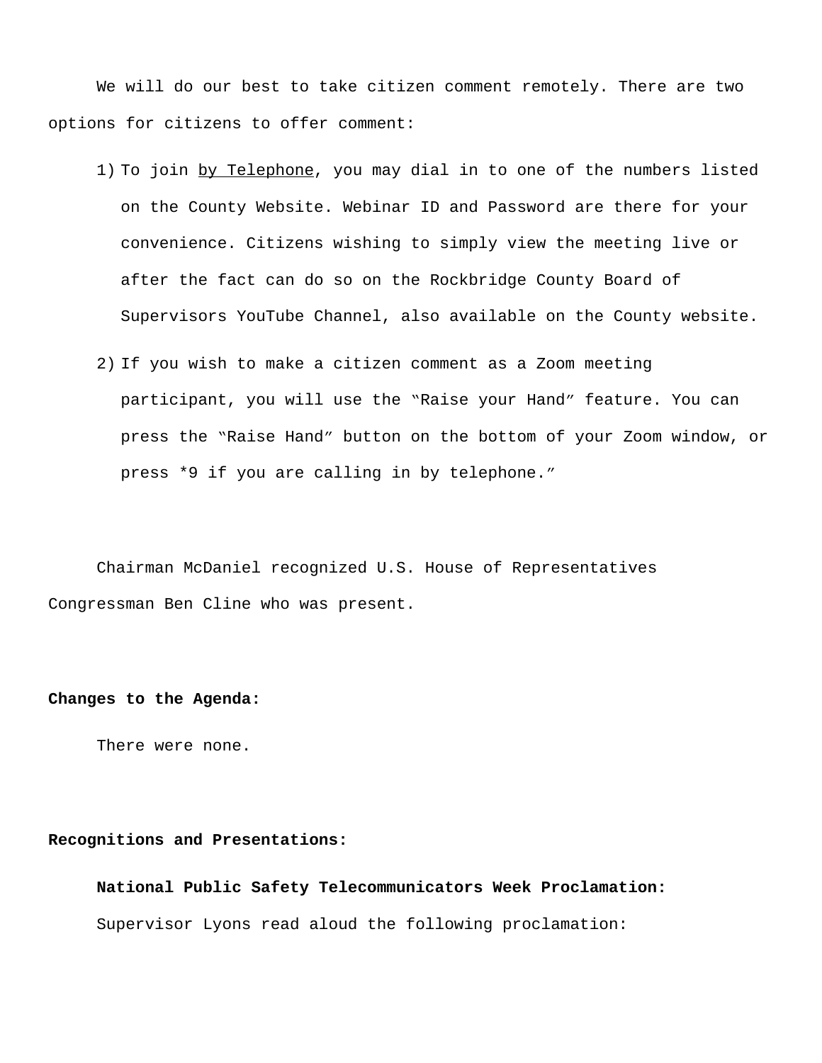We will do our best to take citizen comment remotely. There are two options for citizens to offer comment:

1) To join by Telephone, you may dial in to one of the numbers listed on the County Website. Webinar ID and Password are there for your convenience. Citizens wishing to simply view the meeting live or after the fact can do so on the Rockbridge County Board of Supervisors YouTube Channel, also available on the County website.
2) If you wish to make a citizen comment as a Zoom meeting participant, you will use the "Raise your Hand" feature. You can press the "Raise Hand" button on the bottom of your Zoom window, or press *9 if you are calling in by telephone."

Chairman McDaniel recognized U.S. House of Representatives Congressman Ben Cline who was present.

**Changes to the Agenda:**

There were none.

**Recognitions and Presentations:**

**National Public Safety Telecommunicators Week Proclamation:**

Supervisor Lyons read aloud the following proclamation: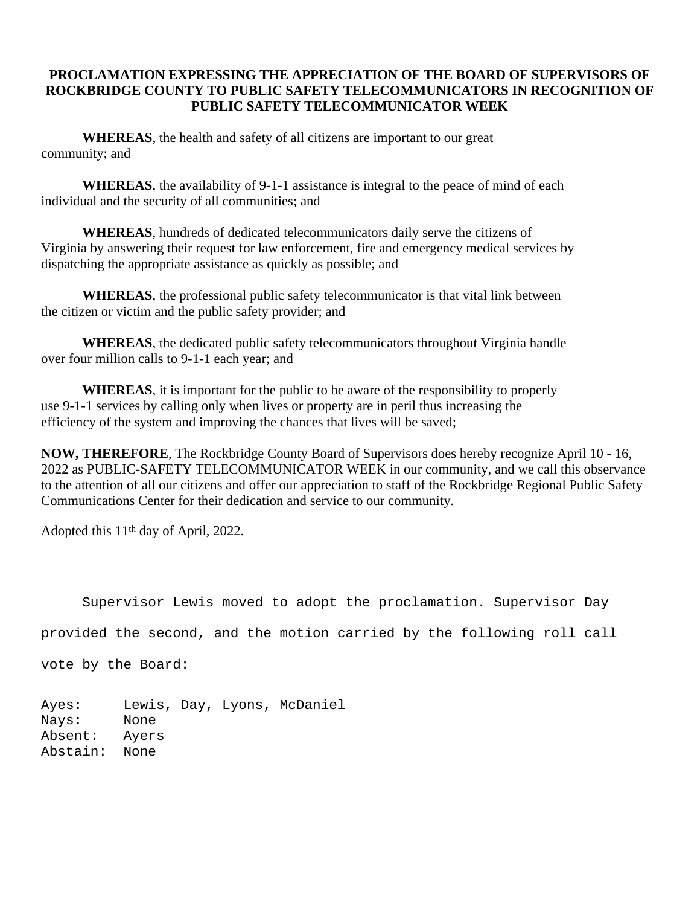**PROCLAMATION EXPRESSING THE APPRECIATION OF THE BOARD OF SUPERVISORS OF ROCKBRIDGE COUNTY TO PUBLIC SAFETY TELECOMMUNICATORS IN RECOGNITION OF PUBLIC SAFETY TELECOMMUNICATOR WEEK**

**WHEREAS**, the health and safety of all citizens are important to our great community; and

**WHEREAS**, the availability of 9-1-1 assistance is integral to the peace of mind of each individual and the security of all communities; and

**WHEREAS**, hundreds of dedicated telecommunicators daily serve the citizens of Virginia by answering their request for law enforcement, fire and emergency medical services by dispatching the appropriate assistance as quickly as possible; and

**WHEREAS**, the professional public safety telecommunicator is that vital link between the citizen or victim and the public safety provider; and

**WHEREAS**, the dedicated public safety telecommunicators throughout Virginia handle over four million calls to 9-1-1 each year; and

**WHEREAS**, it is important for the public to be aware of the responsibility to properly use 9-1-1 services by calling only when lives or property are in peril thus increasing the efficiency of the system and improving the chances that lives will be saved;

**NOW, THEREFORE**, The Rockbridge County Board of Supervisors does hereby recognize April 10 - 16, 2022 as PUBLIC-SAFETY TELECOMMUNICATOR WEEK in our community, and we call this observance to the attention of all our citizens and offer our appreciation to staff of the Rockbridge Regional Public Safety Communications Center for their dedication and service to our community.

Adopted this 11th day of April, 2022.

Supervisor Lewis moved to adopt the proclamation. Supervisor Day provided the second, and the motion carried by the following roll call vote by the Board:

Ayes: Lewis, Day, Lyons, McDaniel
Nays: None
Absent: Ayers
Abstain: None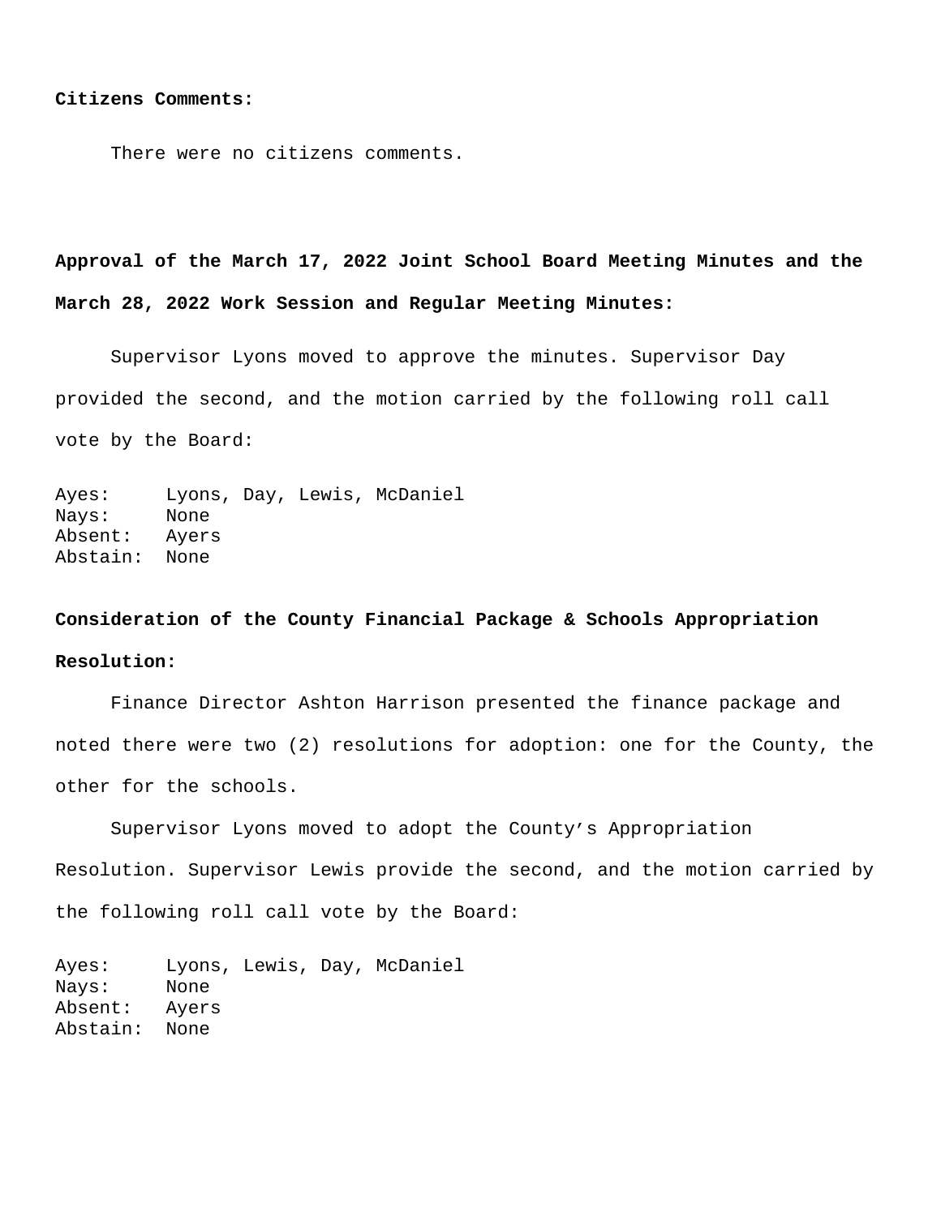**Citizens Comments:**

There were no citizens comments.

**Approval of the March 17, 2022 Joint School Board Meeting Minutes and the March 28, 2022 Work Session and Regular Meeting Minutes:**

Supervisor Lyons moved to approve the minutes. Supervisor Day provided the second, and the motion carried by the following roll call vote by the Board:

Ayes: Lyons, Day, Lewis, McDaniel
Nays: None
Absent: Ayers
Abstain: None

**Consideration of the County Financial Package & Schools Appropriation Resolution:**

Finance Director Ashton Harrison presented the finance package and noted there were two (2) resolutions for adoption: one for the County, the other for the schools.

Supervisor Lyons moved to adopt the County's Appropriation Resolution. Supervisor Lewis provide the second, and the motion carried by the following roll call vote by the Board:

Ayes: Lyons, Lewis, Day, McDaniel
Nays: None
Absent: Ayers
Abstain: None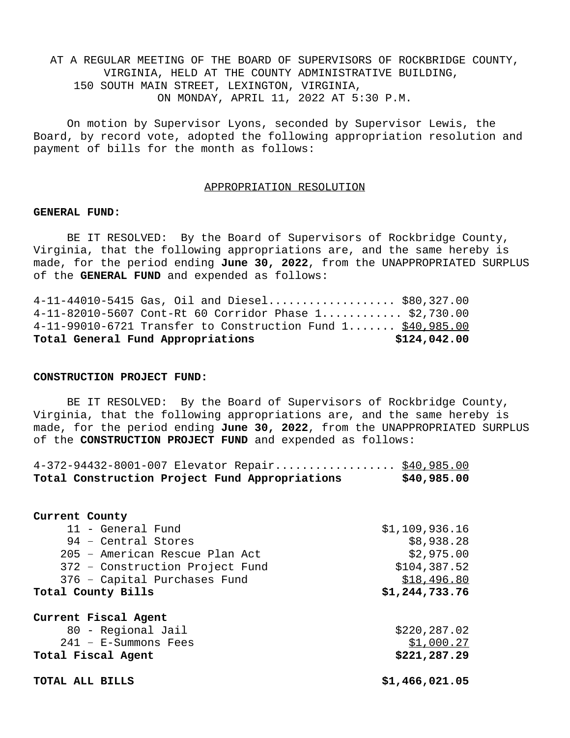AT A REGULAR MEETING OF THE BOARD OF SUPERVISORS OF ROCKBRIDGE COUNTY, VIRGINIA, HELD AT THE COUNTY ADMINISTRATIVE BUILDING, 150 SOUTH MAIN STREET, LEXINGTON, VIRGINIA, ON MONDAY, APRIL 11, 2022 AT 5:30 P.M.

On motion by Supervisor Lyons, seconded by Supervisor Lewis, the Board, by record vote, adopted the following appropriation resolution and payment of bills for the month as follows:

APPROPRIATION RESOLUTION

**GENERAL FUND:**

BE IT RESOLVED: By the Board of Supervisors of Rockbridge County, Virginia, that the following appropriations are, and the same hereby is made, for the period ending **June 30, 2022**, from the UNAPPROPRIATED SURPLUS of the **GENERAL FUND** and expended as follows:

| | |
|---|---|
| 4-11-44010-5415 Gas, Oil and Diesel.................... | $80,327.00 |
| 4-11-82010-5607 Cont-Rt 60 Corridor Phase 1............ | $2,730.00 |
| 4-11-99010-6721 Transfer to Construction Fund 1....... | $40,985.00 |
| **Total General Fund Appropriations** | **$124,042.00** |

**CONSTRUCTION PROJECT FUND:**

BE IT RESOLVED: By the Board of Supervisors of Rockbridge County, Virginia, that the following appropriations are, and the same hereby is made, for the period ending **June 30, 2022**, from the UNAPPROPRIATED SURPLUS of the **CONSTRUCTION PROJECT FUND** and expended as follows:

| | |
|---|---|
| 4-372-94432-8001-007 Elevator Repair.................. | $40,985.00 |
| **Total Construction Project Fund Appropriations** | **$40,985.00** |

| | |
|---|---|
| **Current County** | |
| 11 - General Fund | $1,109,936.16 |
| 94 – Central Stores | $8,938.28 |
| 205 – American Rescue Plan Act | $2,975.00 |
| 372 – Construction Project Fund | $104,387.52 |
| 376 – Capital Purchases Fund | $18,496.80 |
| **Total County Bills** | **$1,244,733.76** |
| **Current Fiscal Agent** | |
| 80 - Regional Jail | $220,287.02 |
| 241 – E-Summons Fees | $1,000.27 |
| **Total Fiscal Agent** | **$221,287.29** |
| **TOTAL ALL BILLS** | **$1,466,021.05** |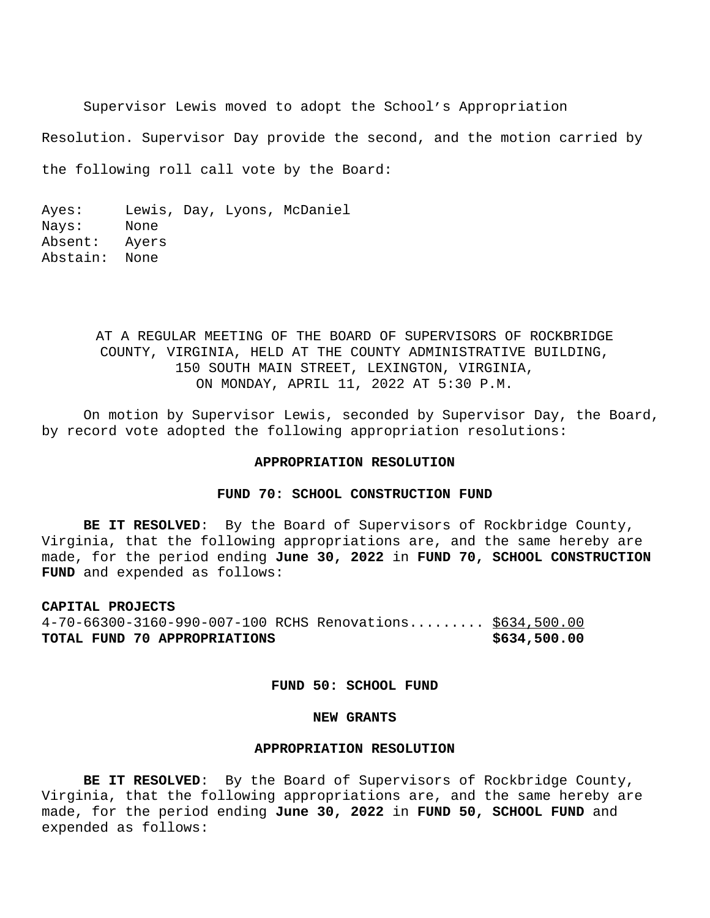Supervisor Lewis moved to adopt the School's Appropriation Resolution. Supervisor Day provide the second, and the motion carried by the following roll call vote by the Board:

Ayes: Lewis, Day, Lyons, McDaniel
Nays: None
Absent: Ayers
Abstain: None

AT A REGULAR MEETING OF THE BOARD OF SUPERVISORS OF ROCKBRIDGE COUNTY, VIRGINIA, HELD AT THE COUNTY ADMINISTRATIVE BUILDING, 150 SOUTH MAIN STREET, LEXINGTON, VIRGINIA, ON MONDAY, APRIL 11, 2022 AT 5:30 P.M.

On motion by Supervisor Lewis, seconded by Supervisor Day, the Board, by record vote adopted the following appropriation resolutions:

**APPROPRIATION RESOLUTION**

**FUND 70: SCHOOL CONSTRUCTION FUND**

**BE IT RESOLVED**: By the Board of Supervisors of Rockbridge County, Virginia, that the following appropriations are, and the same hereby are made, for the period ending **June 30, 2022** in **FUND 70, SCHOOL CONSTRUCTION FUND** and expended as follows:

**CAPITAL PROJECTS**

4-70-66300-3160-990-007-100 RCHS Renovations......... $634,500.00

**TOTAL FUND 70 APPROPRIATIONS $634,500.00**

**FUND 50: SCHOOL FUND**

**NEW GRANTS**

**APPROPRIATION RESOLUTION**

**BE IT RESOLVED**: By the Board of Supervisors of Rockbridge County, Virginia, that the following appropriations are, and the same hereby are made, for the period ending **June 30, 2022** in **FUND 50, SCHOOL FUND** and expended as follows: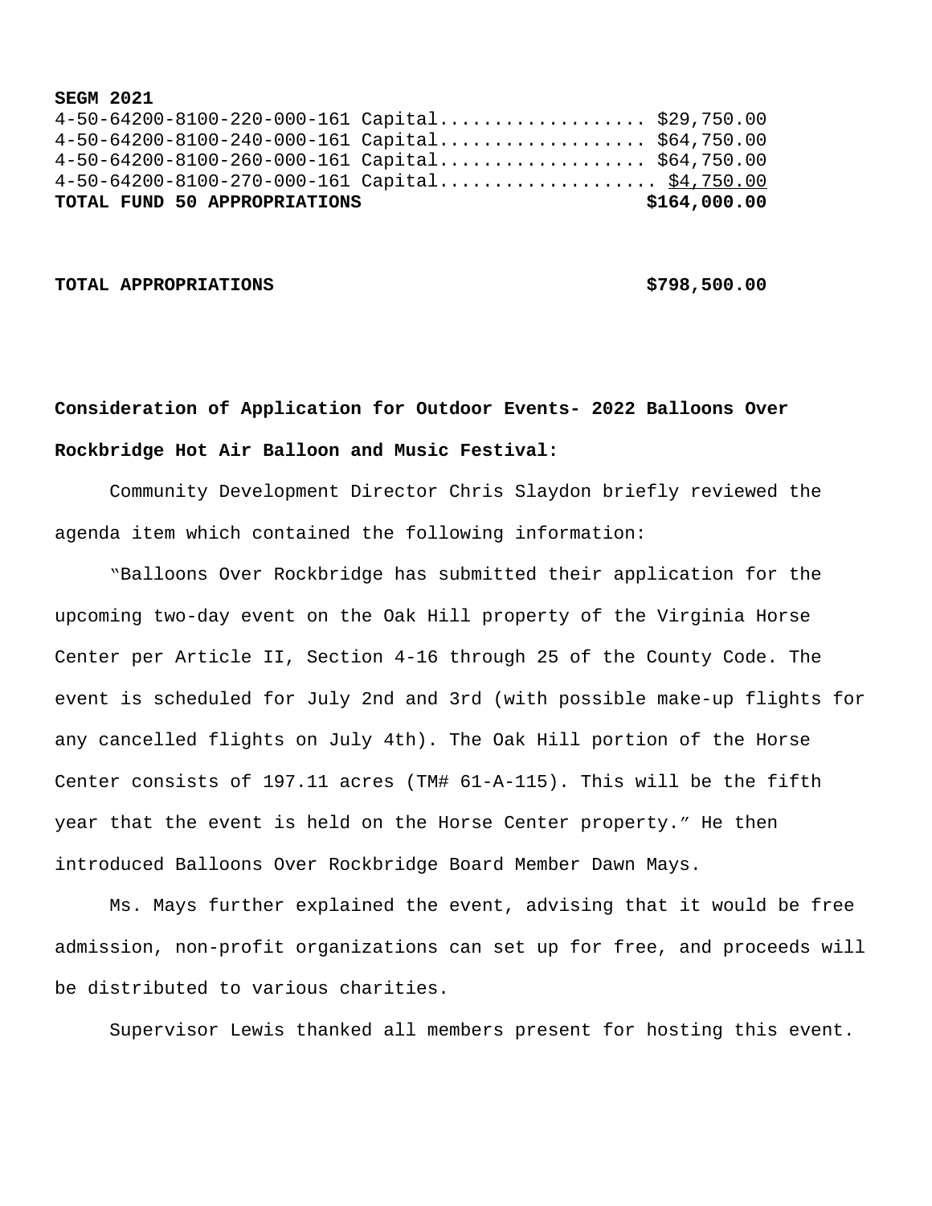**SEGM 2021**

4-50-64200-8100-220-000-161 Capital.................... $29,750.00
4-50-64200-8100-240-000-161 Capital.................... $64,750.00
4-50-64200-8100-260-000-161 Capital.................... $64,750.00
4-50-64200-8100-270-000-161 Capital..................... $4,750.00

**TOTAL FUND 50 APPROPRIATIONS $164,000.00**

**TOTAL APPROPRIATIONS $798,500.00**

**Consideration of Application for Outdoor Events- 2022 Balloons Over Rockbridge Hot Air Balloon and Music Festival:**

Community Development Director Chris Slaydon briefly reviewed the agenda item which contained the following information:

"Balloons Over Rockbridge has submitted their application for the upcoming two-day event on the Oak Hill property of the Virginia Horse Center per Article II, Section 4-16 through 25 of the County Code. The event is scheduled for July 2nd and 3rd (with possible make-up flights for any cancelled flights on July 4th). The Oak Hill portion of the Horse Center consists of 197.11 acres (TM# 61-A-115). This will be the fifth year that the event is held on the Horse Center property." He then introduced Balloons Over Rockbridge Board Member Dawn Mays.

Ms. Mays further explained the event, advising that it would be free admission, non-profit organizations can set up for free, and proceeds will be distributed to various charities.

Supervisor Lewis thanked all members present for hosting this event.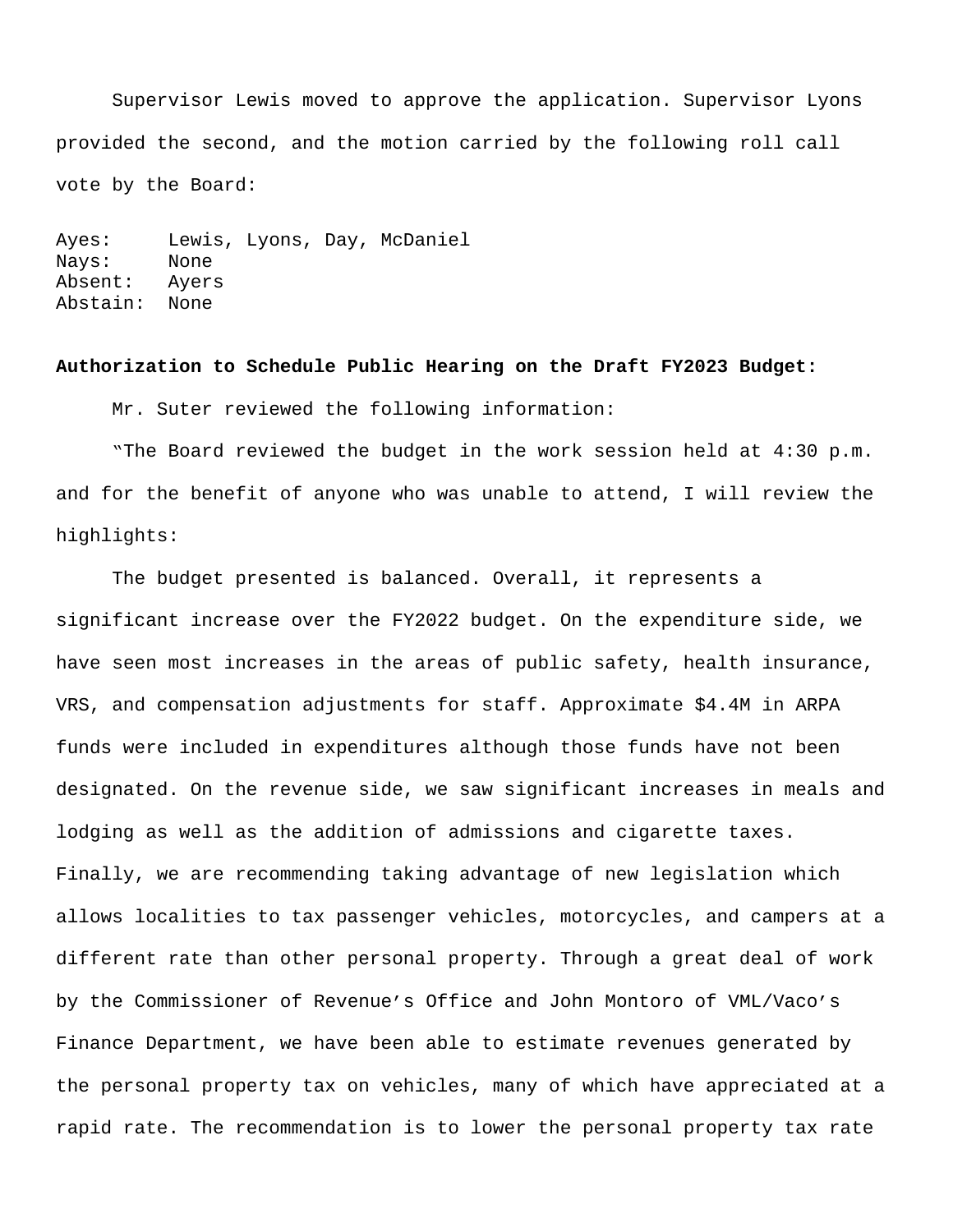Supervisor Lewis moved to approve the application. Supervisor Lyons provided the second, and the motion carried by the following roll call vote by the Board:

Ayes: Lewis, Lyons, Day, McDaniel
Nays: None
Absent: Ayers
Abstain: None

**Authorization to Schedule Public Hearing on the Draft FY2023 Budget:**

Mr. Suter reviewed the following information:

"The Board reviewed the budget in the work session held at 4:30 p.m. and for the benefit of anyone who was unable to attend, I will review the highlights:

The budget presented is balanced. Overall, it represents a significant increase over the FY2022 budget. On the expenditure side, we have seen most increases in the areas of public safety, health insurance, VRS, and compensation adjustments for staff. Approximate $4.4M in ARPA funds were included in expenditures although those funds have not been designated. On the revenue side, we saw significant increases in meals and lodging as well as the addition of admissions and cigarette taxes. Finally, we are recommending taking advantage of new legislation which allows localities to tax passenger vehicles, motorcycles, and campers at a different rate than other personal property. Through a great deal of work by the Commissioner of Revenue's Office and John Montoro of VML/Vaco's Finance Department, we have been able to estimate revenues generated by the personal property tax on vehicles, many of which have appreciated at a rapid rate. The recommendation is to lower the personal property tax rate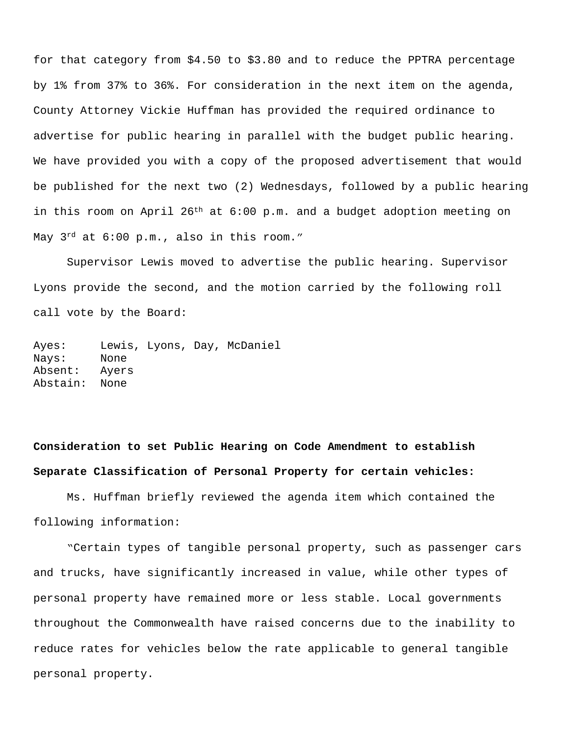for that category from $4.50 to $3.80 and to reduce the PPTRA percentage by 1% from 37% to 36%. For consideration in the next item on the agenda, County Attorney Vickie Huffman has provided the required ordinance to advertise for public hearing in parallel with the budget public hearing. We have provided you with a copy of the proposed advertisement that would be published for the next two (2) Wednesdays, followed by a public hearing in this room on April 26th at 6:00 p.m. and a budget adoption meeting on May 3rd at 6:00 p.m., also in this room."

Supervisor Lewis moved to advertise the public hearing. Supervisor Lyons provide the second, and the motion carried by the following roll call vote by the Board:

Ayes: Lewis, Lyons, Day, McDaniel
Nays: None
Absent: Ayers
Abstain: None

**Consideration to set Public Hearing on Code Amendment to establish Separate Classification of Personal Property for certain vehicles:**

Ms. Huffman briefly reviewed the agenda item which contained the following information:

"Certain types of tangible personal property, such as passenger cars and trucks, have significantly increased in value, while other types of personal property have remained more or less stable. Local governments throughout the Commonwealth have raised concerns due to the inability to reduce rates for vehicles below the rate applicable to general tangible personal property.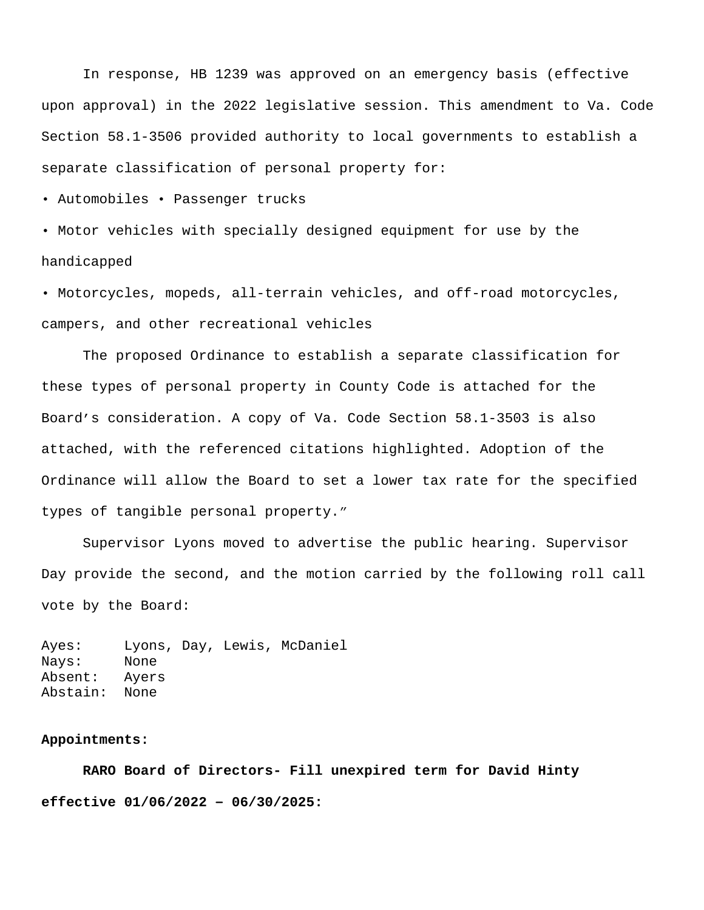In response, HB 1239 was approved on an emergency basis (effective upon approval) in the 2022 legislative session. This amendment to Va. Code Section 58.1-3506 provided authority to local governments to establish a separate classification of personal property for:

- Automobiles • Passenger trucks
- Motor vehicles with specially designed equipment for use by the handicapped
- Motorcycles, mopeds, all-terrain vehicles, and off-road motorcycles, campers, and other recreational vehicles

The proposed Ordinance to establish a separate classification for these types of personal property in County Code is attached for the Board's consideration. A copy of Va. Code Section 58.1-3503 is also attached, with the referenced citations highlighted. Adoption of the Ordinance will allow the Board to set a lower tax rate for the specified types of tangible personal property."

Supervisor Lyons moved to advertise the public hearing. Supervisor Day provide the second, and the motion carried by the following roll call vote by the Board:

Ayes: Lyons, Day, Lewis, McDaniel
Nays: None
Absent: Ayers
Abstain: None

**Appointments:**

**RARO Board of Directors- Fill unexpired term for David Hinty effective 01/06/2022 – 06/30/2025:**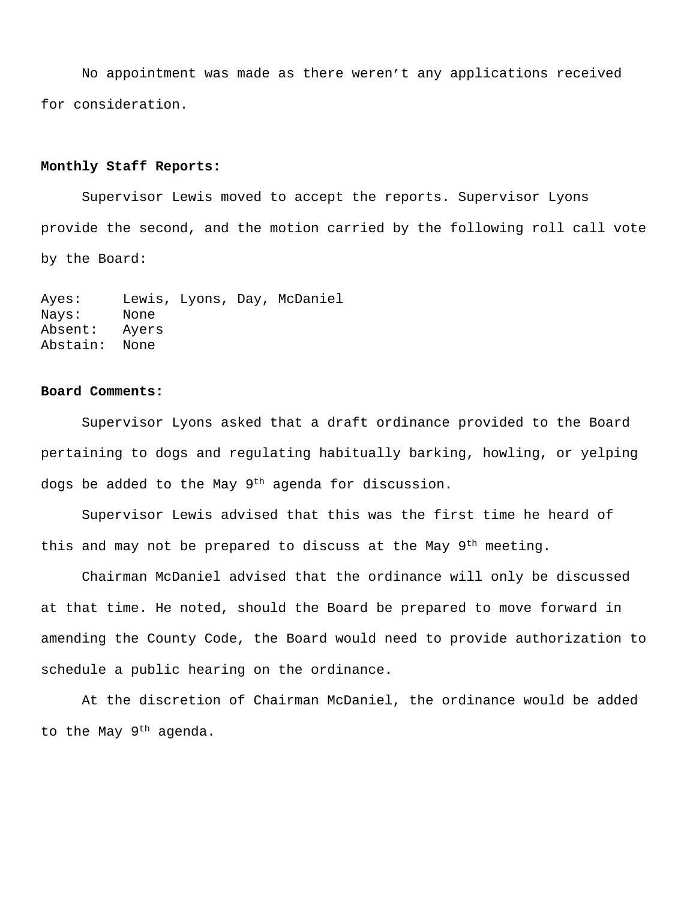No appointment was made as there weren't any applications received for consideration.

**Monthly Staff Reports:**

Supervisor Lewis moved to accept the reports. Supervisor Lyons provide the second, and the motion carried by the following roll call vote by the Board:

Ayes: Lewis, Lyons, Day, McDaniel
Nays: None
Absent: Ayers
Abstain: None

**Board Comments:**

Supervisor Lyons asked that a draft ordinance provided to the Board pertaining to dogs and regulating habitually barking, howling, or yelping dogs be added to the May 9th agenda for discussion.

Supervisor Lewis advised that this was the first time he heard of this and may not be prepared to discuss at the May 9th meeting.

Chairman McDaniel advised that the ordinance will only be discussed at that time. He noted, should the Board be prepared to move forward in amending the County Code, the Board would need to provide authorization to schedule a public hearing on the ordinance.

At the discretion of Chairman McDaniel, the ordinance would be added to the May 9th agenda.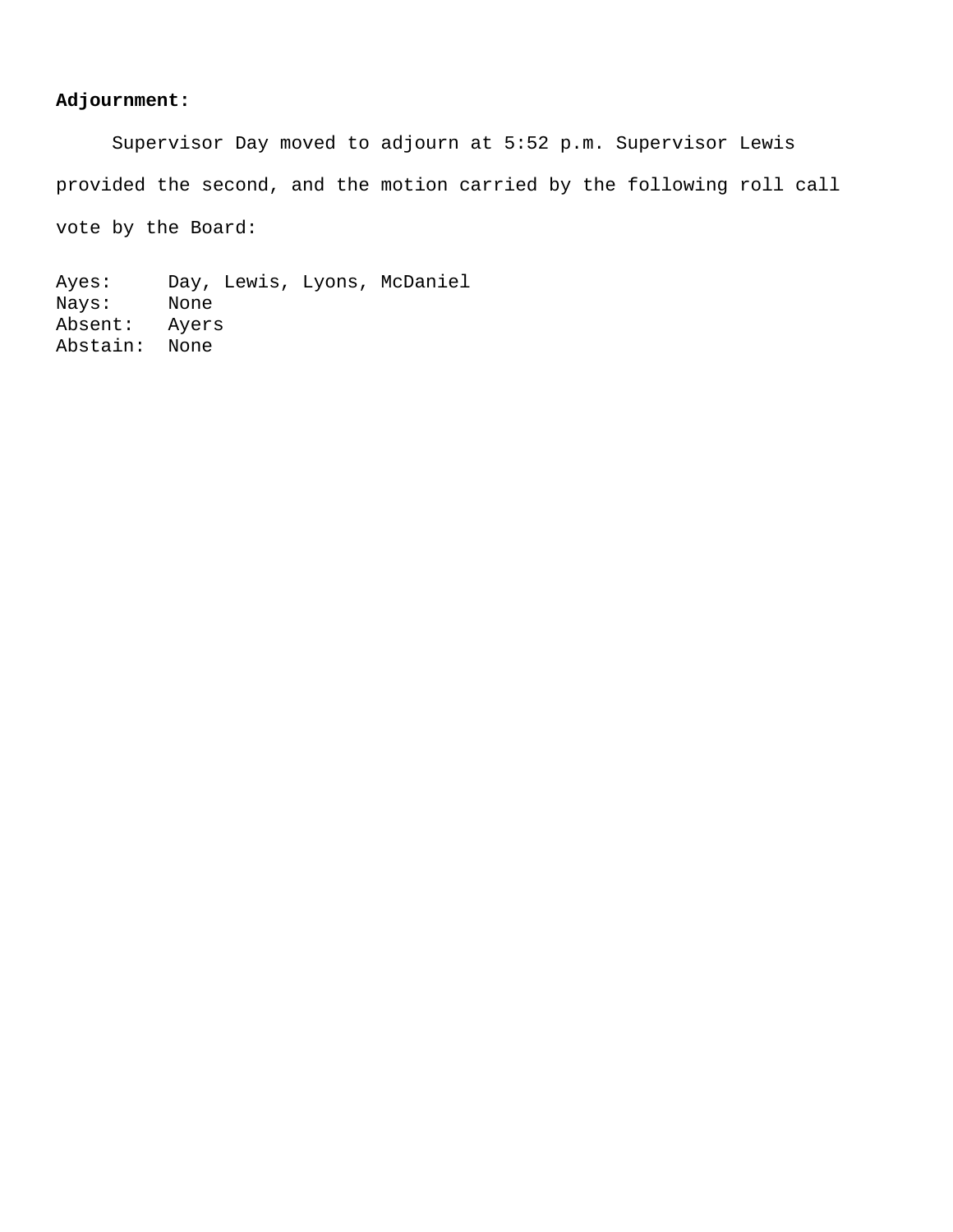**Adjournment:**

Supervisor Day moved to adjourn at 5:52 p.m. Supervisor Lewis provided the second, and the motion carried by the following roll call vote by the Board:

Ayes: Day, Lewis, Lyons, McDaniel
Nays: None
Absent: Ayers
Abstain: None